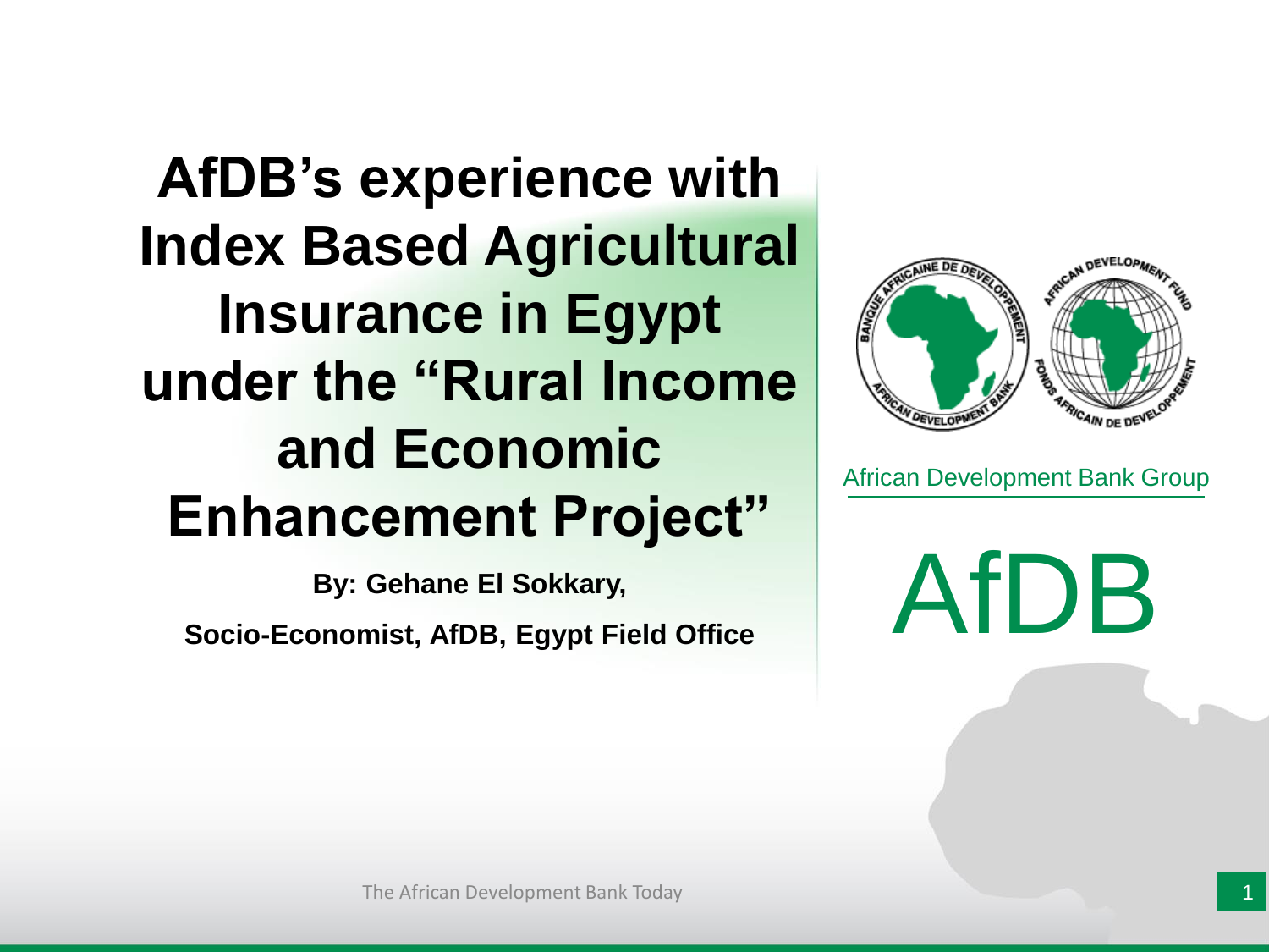# AfDB's experience with Index Based Agricultural Insurance in Egypt under the "Rural Income and Economic Enhancement Project"

**By: Gehane El Sokkary,**

**Socio-Economist, AfDB, Egypt Field Office**

African Development Bank Group

AfDB

The African Development Bank Today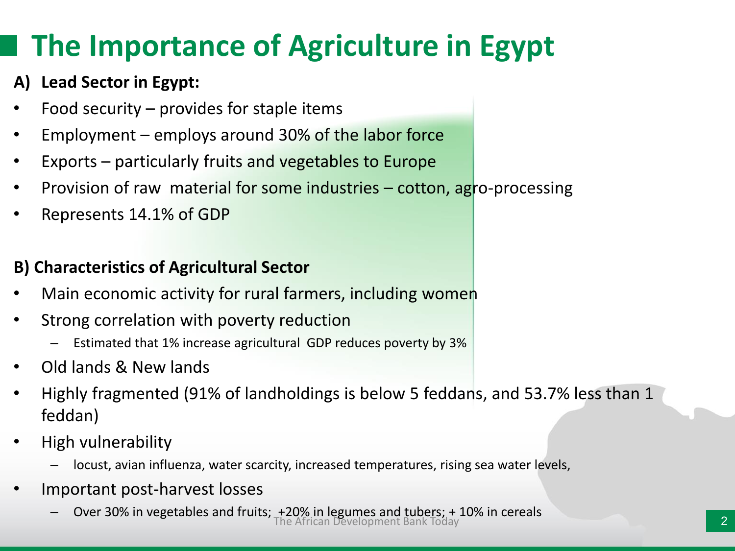# The Importance of Agriculture in Egypt

**A) Lead Sector in Egypt:**

- Food security – provides for staple items
- Employment – employs around 30% of the labor force
- Exports – particularly fruits and vegetables to Europe
- Provision of raw material for some industries – cotton, agro-processing
- Represents 14.1% of GDP

**B) Characteristics of Agricultural Sector**

- Main economic activity for rural farmers, including women
- Strong correlation with poverty reduction
  - Estimated that 1% increase agricultural GDP reduces poverty by 3%
- Old lands & New lands
- Highly fragmented (91% of landholdings is below 5 feddans, and 53.7% less than 1 feddan)
- High vulnerability
  - locust, avian influenza, water scarcity, increased temperatures, rising sea water levels,
- Important post-harvest losses
  - Over 30% in vegetables and fruits; +20% in legumes and tubers; + 10% in cereals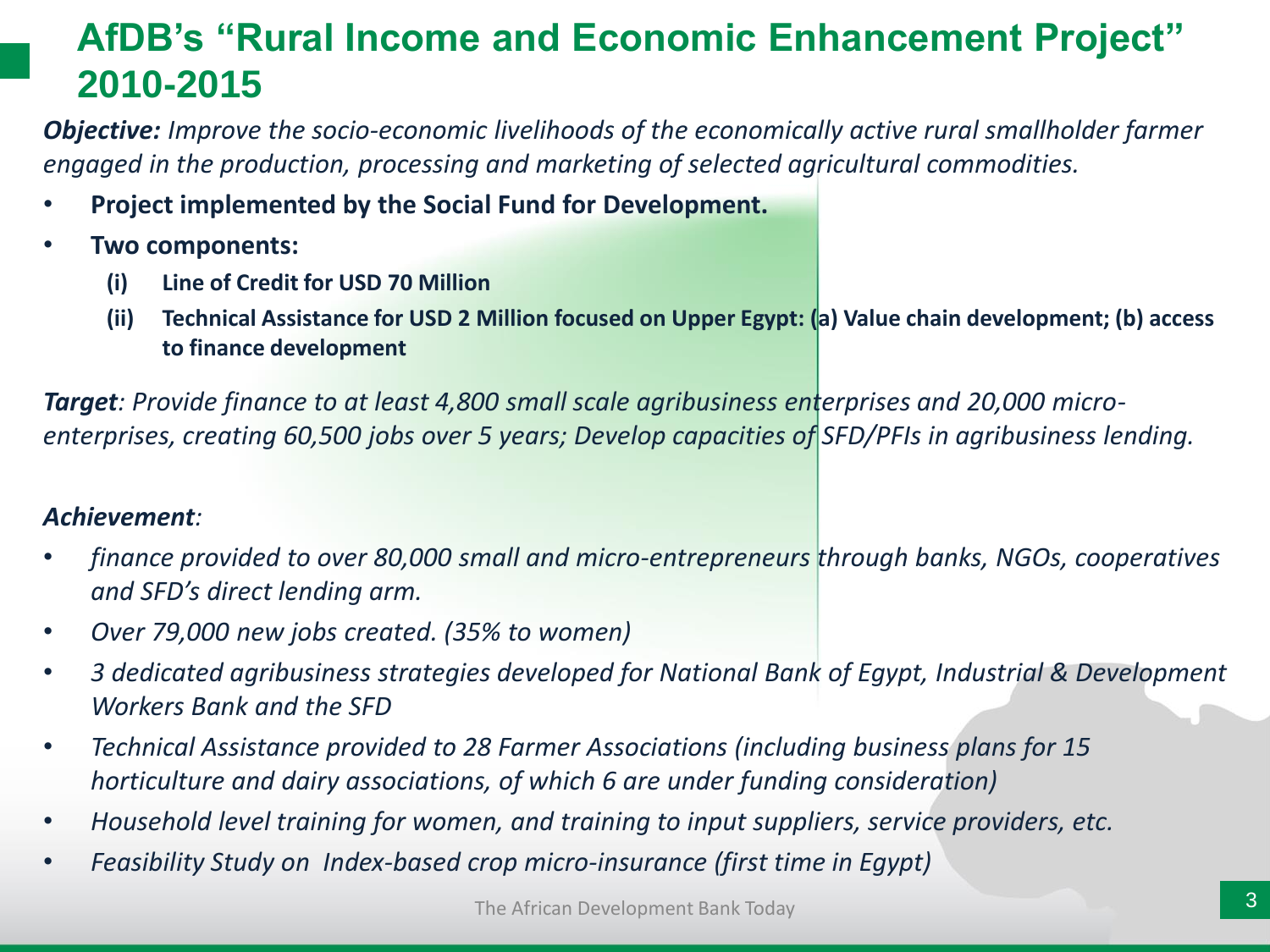# AfDB's "Rural Income and Economic Enhancement Project" 2010-2015

***Objective:*** *Improve the socio-economic livelihoods of the economically active rural smallholder farmer engaged in the production, processing and marketing of selected agricultural commodities.*

- **Project implemented by the Social Fund for Development.**
- **Two components:**
  - **(i) Line of Credit for USD 70 Million**
  - **(ii) Technical Assistance for USD 2 Million focused on Upper Egypt: (a) Value chain development; (b) access to finance development**

***Target****: Provide finance to at least 4,800 small scale agribusiness enterprises and 20,000 micro-enterprises, creating 60,500 jobs over 5 years; Develop capacities of SFD/PFIs in agribusiness lending.*

***Achievement****:*

- *finance provided to over 80,000 small and micro-entrepreneurs through banks, NGOs, cooperatives and SFD's direct lending arm.*
- *Over 79,000 new jobs created. (35% to women)*
- *3 dedicated agribusiness strategies developed for National Bank of Egypt, Industrial & Development Workers Bank and the SFD*
- *Technical Assistance provided to 28 Farmer Associations (including business plans for 15 horticulture and dairy associations, of which 6 are under funding consideration)*
- *Household level training for women, and training to input suppliers, service providers, etc.*
- *Feasibility Study on Index-based crop micro-insurance (first time in Egypt)*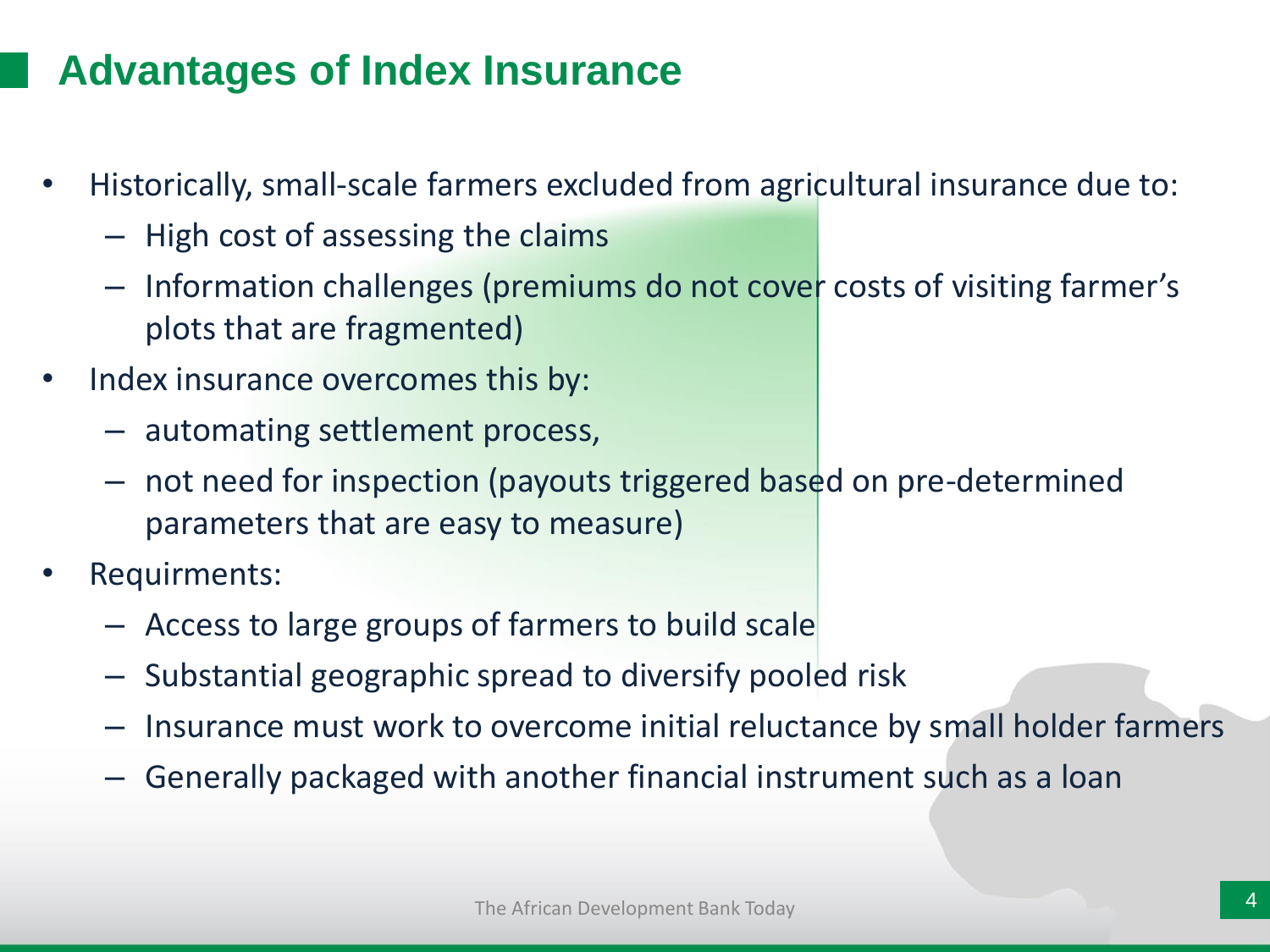# Advantages of Index Insurance

- Historically, small-scale farmers excluded from agricultural insurance due to:
  - High cost of assessing the claims
  - Information challenges (premiums do not cover costs of visiting farmer's plots that are fragmented)
- Index insurance overcomes this by:
  - automating settlement process,
  - not need for inspection (payouts triggered based on pre-determined parameters that are easy to measure)
- Requirments:
  - Access to large groups of farmers to build scale
  - Substantial geographic spread to diversify pooled risk
  - Insurance must work to overcome initial reluctance by small holder farmers
  - Generally packaged with another financial instrument such as a loan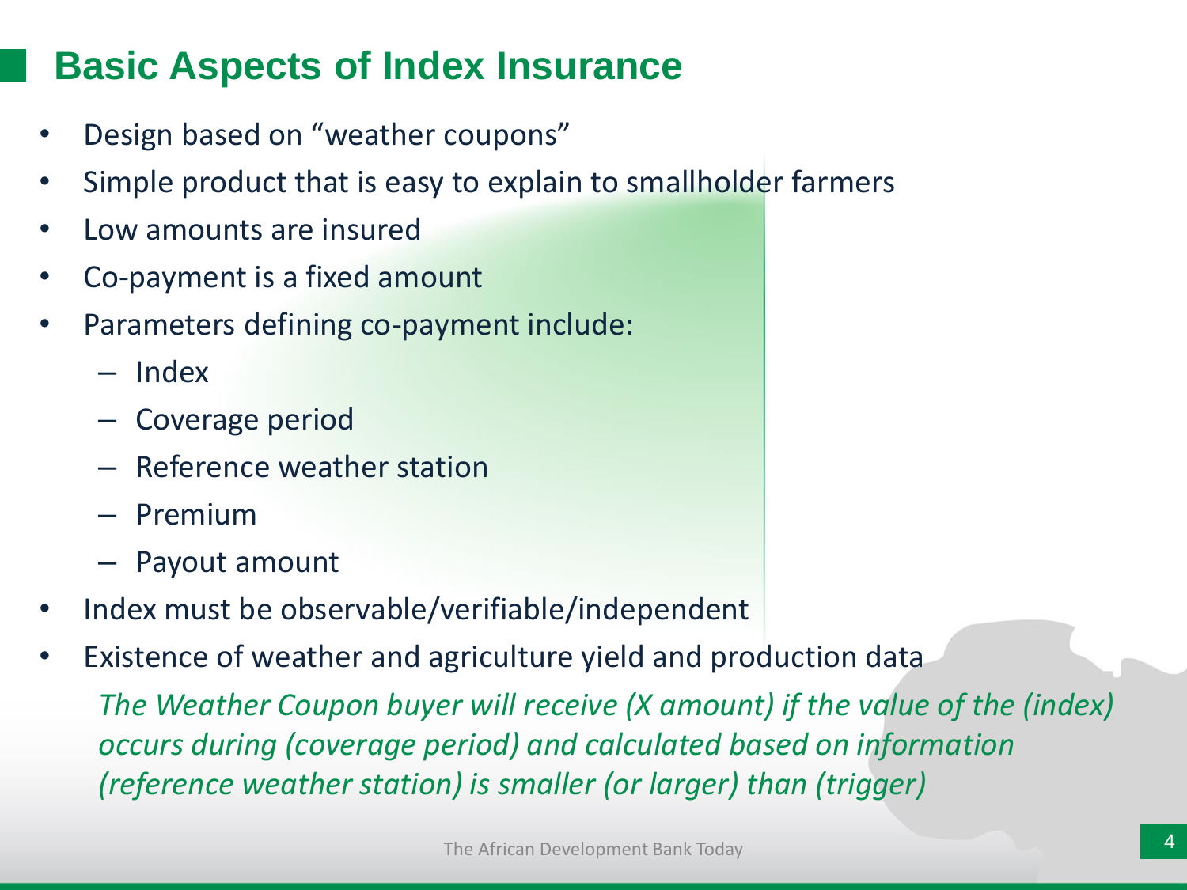# Basic Aspects of Index Insurance

- Design based on "weather coupons"
- Simple product that is easy to explain to smallholder farmers
- Low amounts are insured
- Co-payment is a fixed amount
- Parameters defining co-payment include:
  - Index
  - Coverage period
  - Reference weather station
  - Premium
  - Payout amount
- Index must be observable/verifiable/independent
- Existence of weather and agriculture yield and production data

  *The Weather Coupon buyer will receive (X amount) if the value of the (index) occurs during (coverage period) and calculated based on information (reference weather station) is smaller (or larger) than (trigger)*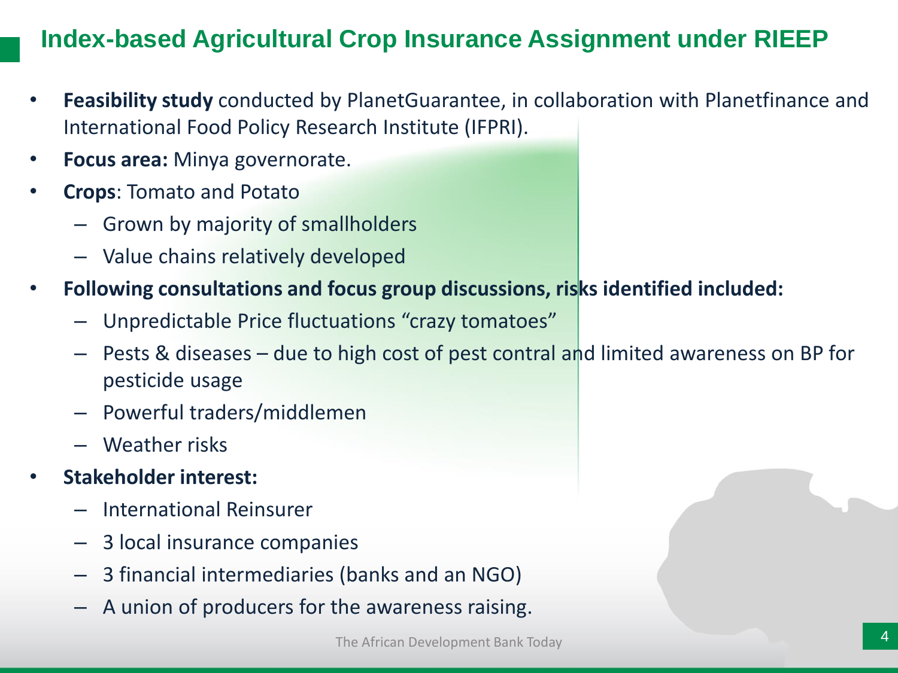# Index-based Agricultural Crop Insurance Assignment under RIEEP

- **Feasibility study** conducted by PlanetGuarantee, in collaboration with Planetfinance and International Food Policy Research Institute (IFPRI).
- **Focus area:** Minya governorate.
- **Crops**: Tomato and Potato
  - Grown by majority of smallholders
  - Value chains relatively developed
- **Following consultations and focus group discussions, risks identified included:**
  - Unpredictable Price fluctuations “crazy tomatoes”
  - Pests & diseases – due to high cost of pest contral and limited awareness on BP for pesticide usage
  - Powerful traders/middlemen
  - Weather risks
- **Stakeholder interest:**
  - International Reinsurer
  - 3 local insurance companies
  - 3 financial intermediaries (banks and an NGO)
  - A union of producers for the awareness raising.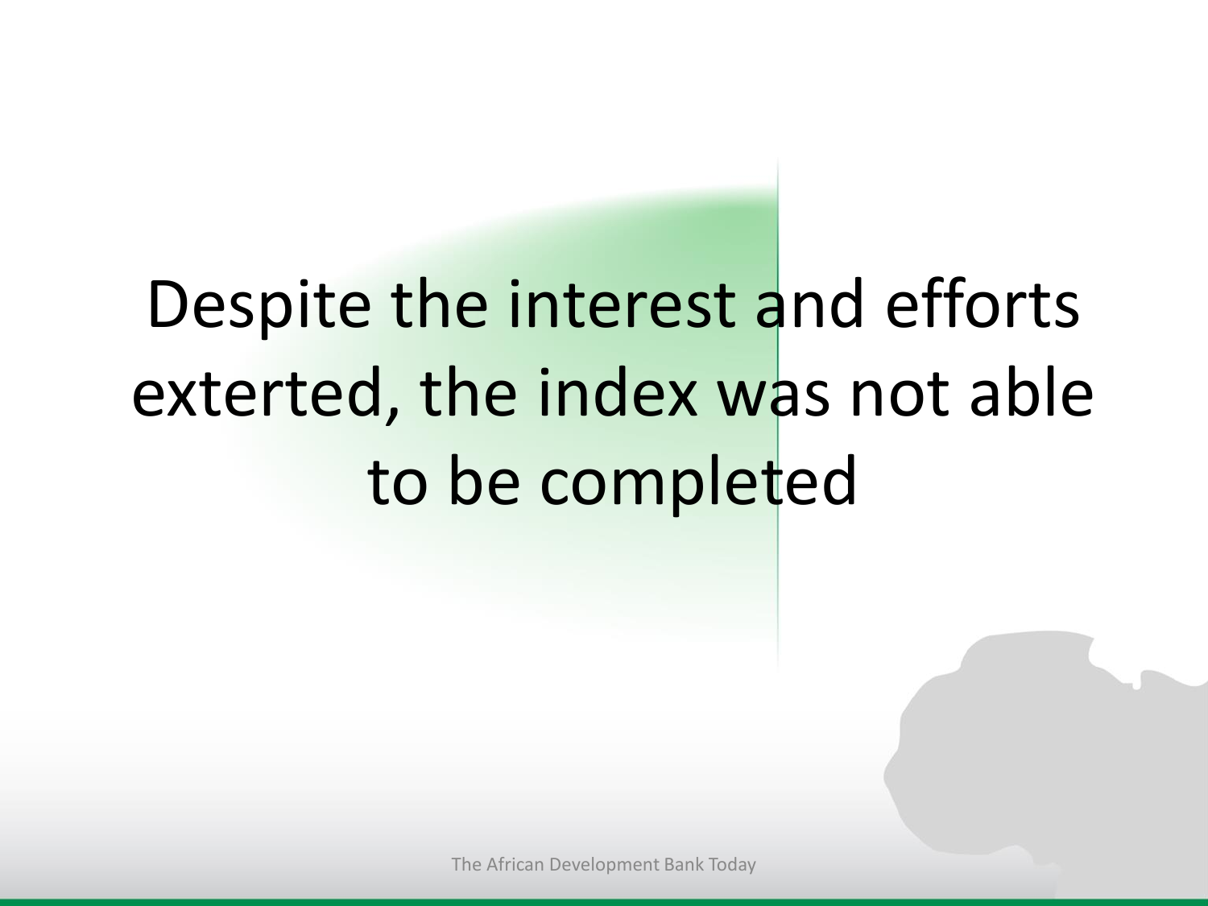Despite the interest and efforts extertedted, the index was not able to be completed

Despite the interest and efforts exterted, the index was not able to be completed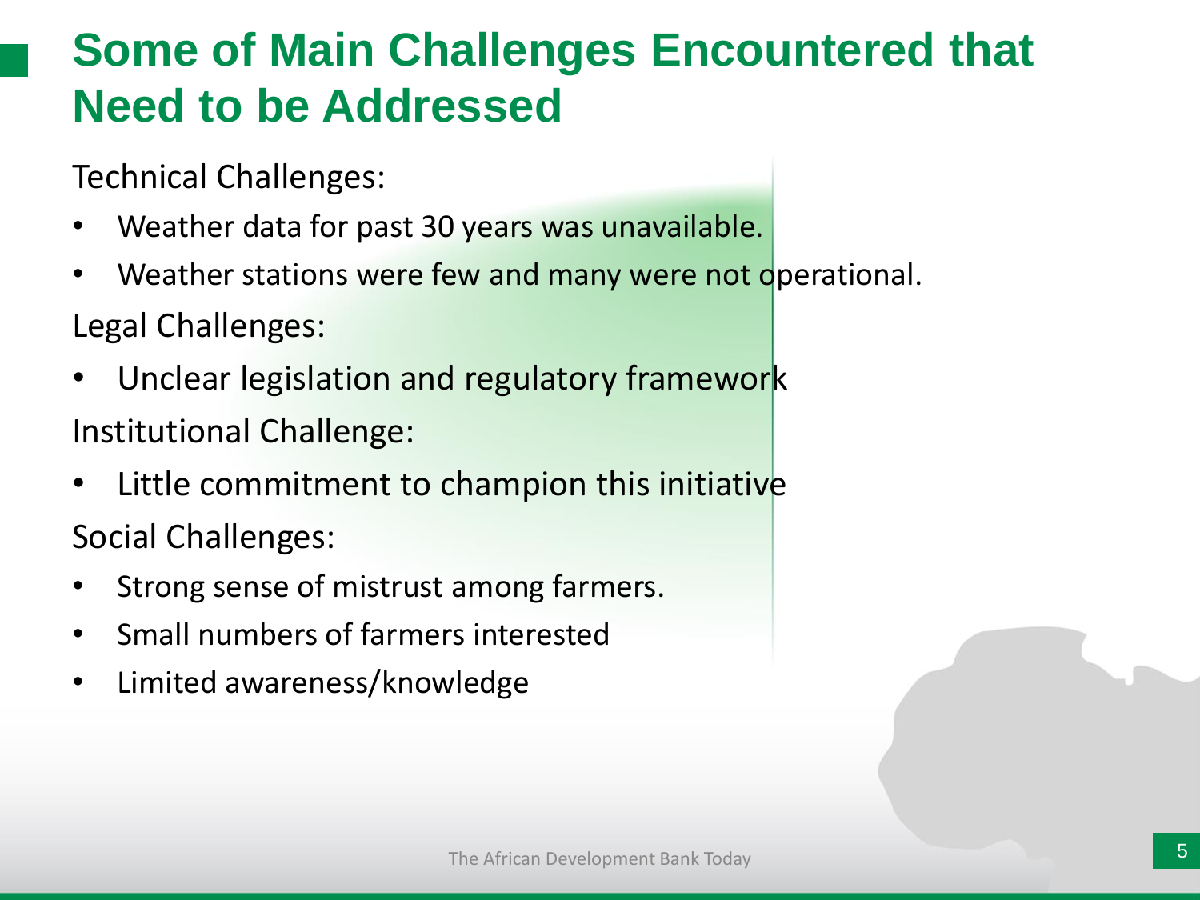# Some of Main Challenges Encountered that Need to be Addressed

Technical Challenges:

- Weather data for past 30 years was unavailable.
- Weather stations were few and many were not operational.

Legal Challenges:

- Unclear legislation and regulatory framework

Institutional Challenge:

- Little commitment to champion this initiative

Social Challenges:

- Strong sense of mistrust among farmers.
- Small numbers of farmers interested
- Limited awareness/knowledge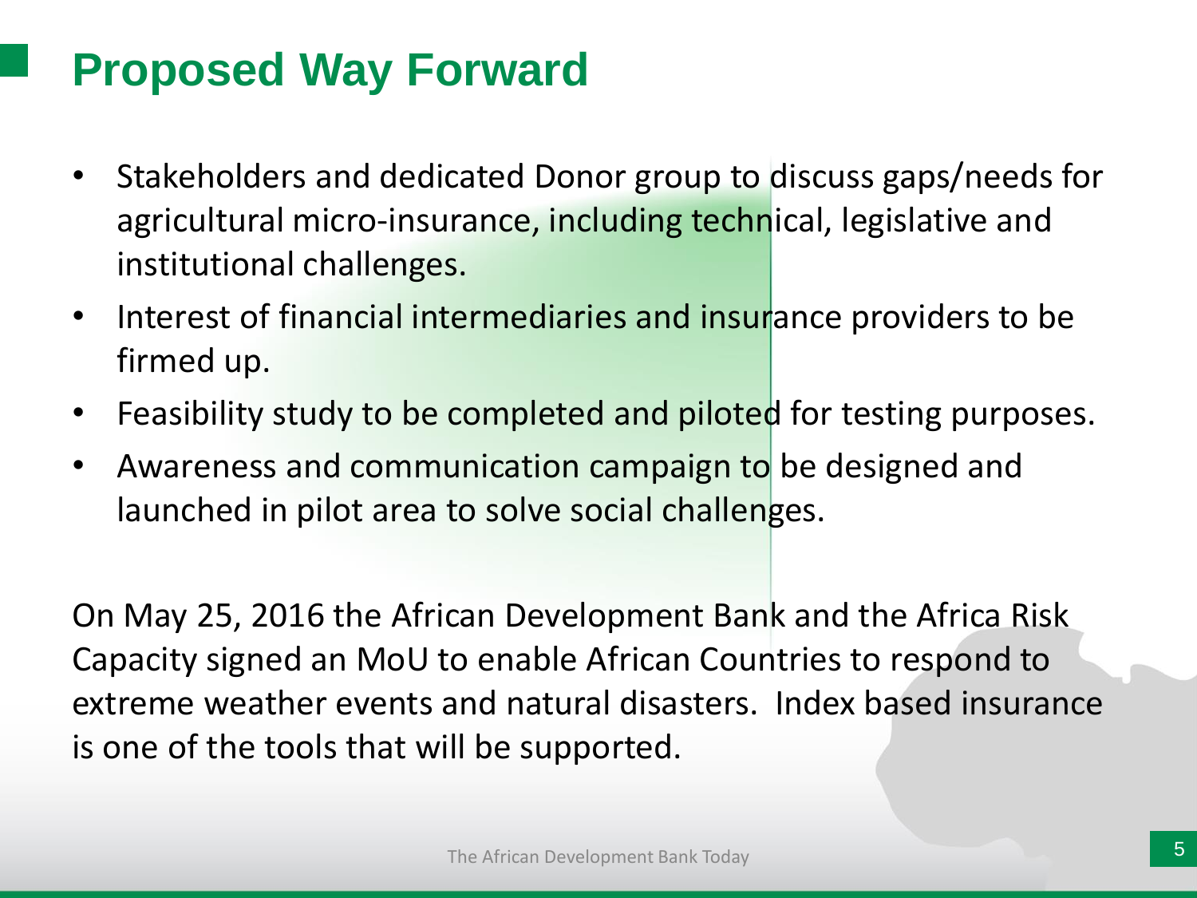# Proposed Way Forward

- Stakeholders and dedicated Donor group to discuss gaps/needs for agricultural micro-insurance, including technical, legislative and institutional challenges.
- Interest of financial intermediaries and insurance providers to be firmed up.
- Feasibility study to be completed and piloted for testing purposes.
- Awareness and communication campaign to be designed and launched in pilot area to solve social challenges.

On May 25, 2016 the African Development Bank and the Africa Risk Capacity signed an MoU to enable African Countries to respond to extreme weather events and natural disasters. Index based insurance is one of the tools that will be supported.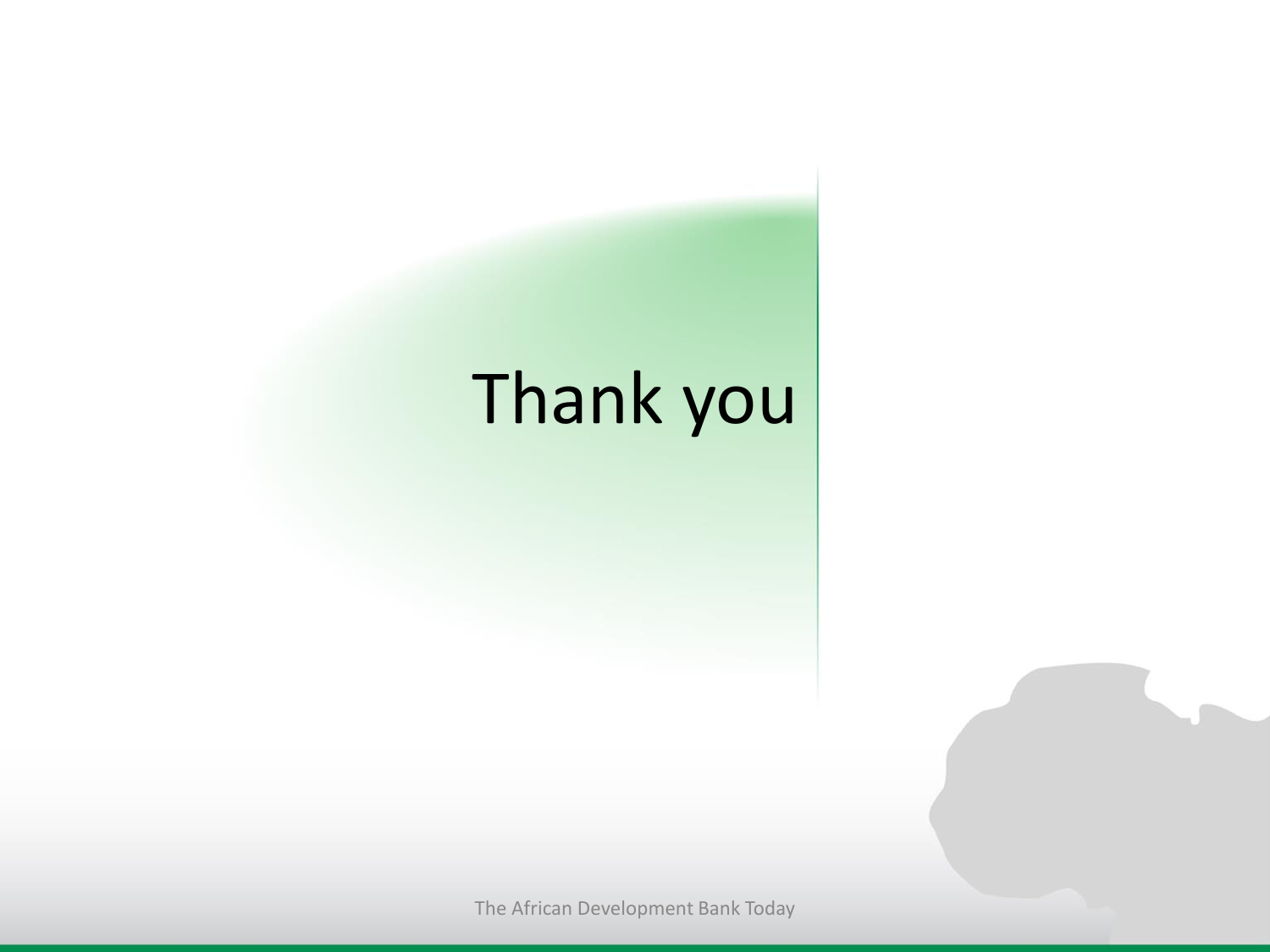# Thank you